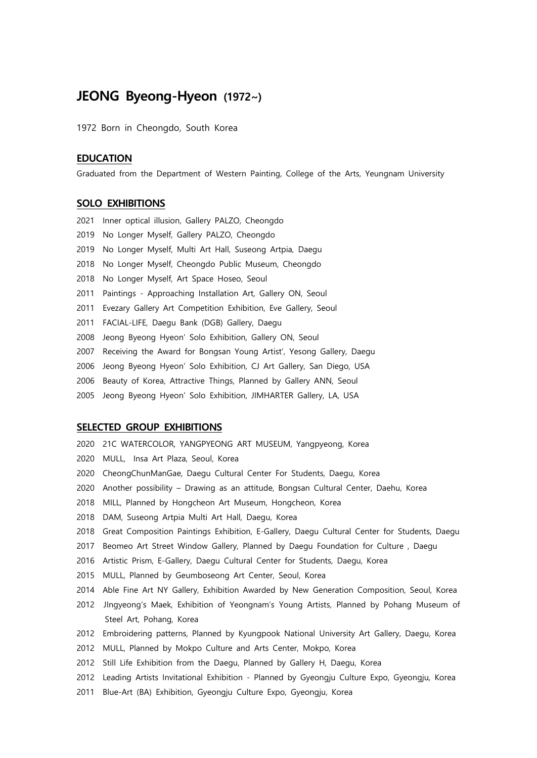# JEONG Byeong-Hyeon (1972~)

1972 Born in Cheongdo, South Korea

## EDUCATION

Graduated from the Department of Western Painting, College of the Arts, Yeungnam University

## SOLO EXHIBITIONS

2021 Inner optical illusion, Gallery PALZO, Cheongdo

2019 No Longer Myself, Gallery PALZO, Cheongdo

2019 No Longer Myself, Multi Art Hall, Suseong Artpia, Daegu

2018 No Longer Myself, Cheongdo Public Museum, Cheongdo

2018 No Longer Myself, Art Space Hoseo, Seoul

2011 Paintings - Approaching Installation Art, Gallery ON, Seoul

2011 Evezary Gallery Art Competition Exhibition, Eve Gallery, Seoul

2011 FACIAL-LIFE, Daegu Bank (DGB) Gallery, Daegu

2008 Jeong Byeong Hyeon' Solo Exhibition, Gallery ON, Seoul

2007 Receiving the Award for Bongsan Young Artist', Yesong Gallery, Daegu

2006 Jeong Byeong Hyeon' Solo Exhibition, CJ Art Gallery, San Diego, USA

2006 Beauty of Korea, Attractive Things, Planned by Gallery ANN, Seoul

2005 Jeong Byeong Hyeon' Solo Exhibition, JIMHARTER Gallery, LA, USA

## SELECTED GROUP EXHIBITIONS

2020 21C WATERCOLOR, YANGPYEONG ART MUSEUM, Yangpyeong, Korea

2020 MULL, Insa Art Plaza, Seoul, Korea

2020 CheongChunManGae, Daegu Cultural Center For Students, Daegu, Korea

2020 Another possibility – Drawing as an attitude, Bongsan Cultural Center, Daehu, Korea

2018 MILL, Planned by Hongcheon Art Museum, Hongcheon, Korea

2018 DAM, Suseong Artpia Multi Art Hall, Daegu, Korea

2018 Great Composition Paintings Exhibition, E-Gallery, Daegu Cultural Center for Students, Daegu

2017 Beomeo Art Street Window Gallery, Planned by Daegu Foundation for Culture , Daegu

2016 Artistic Prism, E-Gallery, Daegu Cultural Center for Students, Daegu, Korea

2015 MULL, Planned by Geumboseong Art Center, Seoul, Korea

2014 Able Fine Art NY Gallery, Exhibition Awarded by New Generation Composition, Seoul, Korea

2012 JIngyeong's Maek, Exhibition of Yeongnam's Young Artists, Planned by Pohang Museum of Steel Art, Pohang, Korea

2012 Embroidering patterns, Planned by Kyungpook National University Art Gallery, Daegu, Korea

2012 MULL, Planned by Mokpo Culture and Arts Center, Mokpo, Korea

2012 Still Life Exhibition from the Daegu, Planned by Gallery H, Daegu, Korea

2012 Leading Artists Invitational Exhibition - Planned by Gyeongju Culture Expo, Gyeongju, Korea

2011 Blue-Art (BA) Exhibition, Gyeongju Culture Expo, Gyeongju, Korea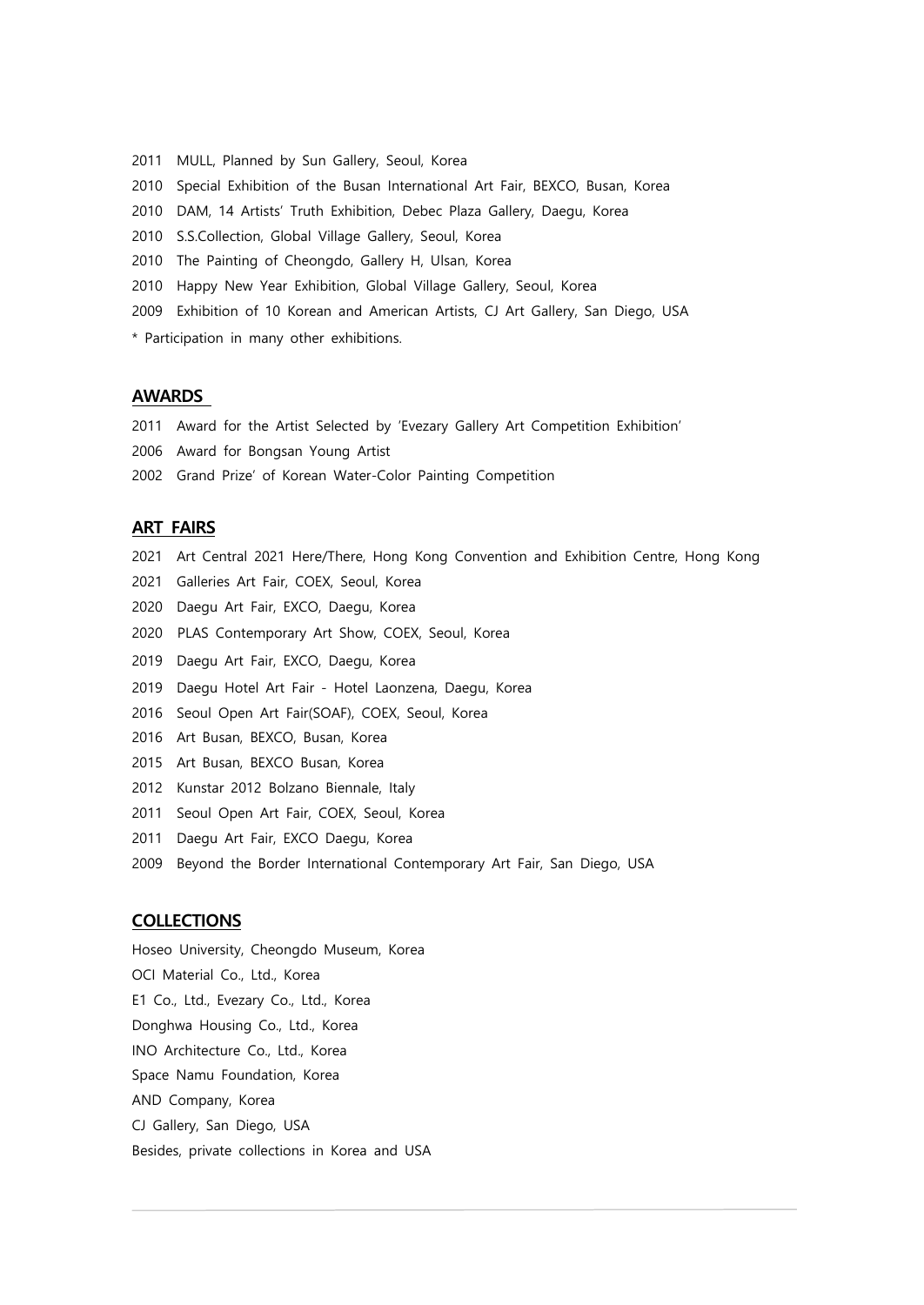2011 MULL, Planned by Sun Gallery, Seoul, Korea

2010 Special Exhibition of the Busan International Art Fair, BEXCO, Busan, Korea

2010 DAM, 14 Artists' Truth Exhibition, Debec Plaza Gallery, Daegu, Korea

2010 S.S.Collection, Global Village Gallery, Seoul, Korea

2010 The Painting of Cheongdo, Gallery H, Ulsan, Korea

2010 Happy New Year Exhibition, Global Village Gallery, Seoul, Korea

2009 Exhibition of 10 Korean and American Artists, CJ Art Gallery, San Diego, USA

* Participation in many other exhibitions.

## AWARDS

2011 Award for the Artist Selected by 'Evezary Gallery Art Competition Exhibition'

2006 Award for Bongsan Young Artist

2002 Grand Prize' of Korean Water-Color Painting Competition

## ART FAIRS

2021 Art Central 2021 Here/There, Hong Kong Convention and Exhibition Centre, Hong Kong

2021 Galleries Art Fair, COEX, Seoul, Korea

2020 Daegu Art Fair, EXCO, Daegu, Korea

2020 PLAS Contemporary Art Show, COEX, Seoul, Korea

2019 Daegu Art Fair, EXCO, Daegu, Korea

2019 Daegu Hotel Art Fair - Hotel Laonzena, Daegu, Korea

2016 Seoul Open Art Fair(SOAF), COEX, Seoul, Korea

2016 Art Busan, BEXCO, Busan, Korea

2015 Art Busan, BEXCO Busan, Korea

2012 Kunstar 2012 Bolzano Biennale, Italy

2011 Seoul Open Art Fair, COEX, Seoul, Korea

2011 Daegu Art Fair, EXCO Daegu, Korea

2009 Beyond the Border International Contemporary Art Fair, San Diego, USA

## COLLECTIONS

Hoseo University, Cheongdo Museum, Korea

OCI Material Co., Ltd., Korea

E1 Co., Ltd., Evezary Co., Ltd., Korea

Donghwa Housing Co., Ltd., Korea

INO Architecture Co., Ltd., Korea

Space Namu Foundation, Korea

AND Company, Korea

CJ Gallery, San Diego, USA

Besides, private collections in Korea and USA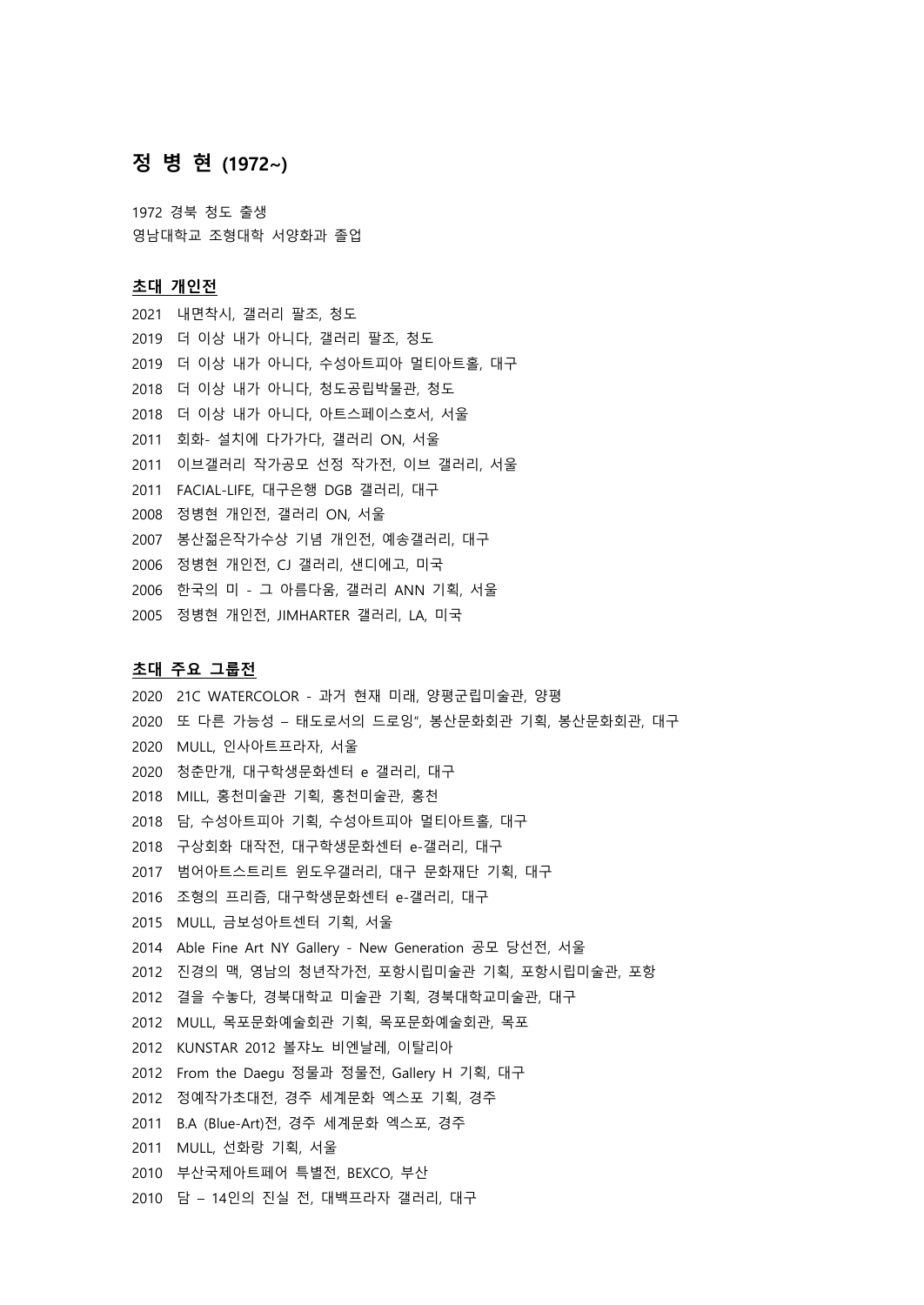# 정 병 현 (1972~)

1972 경북 청도 출생
영남대학교 조형대학 서양화과 졸업

## 초대 개인전

2021 내면착시, 갤러리 팔조, 청도
2019 더 이상 내가 아니다, 갤러리 팔조, 청도
2019 더 이상 내가 아니다, 수성아트피아 멀티아트홀, 대구
2018 더 이상 내가 아니다, 청도공립박물관, 청도
2018 더 이상 내가 아니다, 아트스페이스호서, 서울
2011 회화- 설치에 다가가다, 갤러리 ON, 서울
2011 이브갤러리 작가공모 선정 작가전, 이브 갤러리, 서울
2011 FACIAL-LIFE, 대구은행 DGB 갤러리, 대구
2008 정병현 개인전, 갤러리 ON, 서울
2007 봉산젊은작가수상 기념 개인전, 예송갤러리, 대구
2006 정병현 개인전, CJ 갤러리, 샌디에고, 미국
2006 한국의 미 - 그 아름다움, 갤러리 ANN 기획, 서울
2005 정병현 개인전, JIMHARTER 갤러리, LA, 미국

## 초대 주요 그룹전

2020 21C WATERCOLOR - 과거 현재 미래, 양평군립미술관, 양평
2020 또 다른 가능성 – 태도로서의 드로잉", 봉산문화회관 기획, 봉산문화회관, 대구
2020 MULL, 인사아트프라자, 서울
2020 청춘만개, 대구학생문화센터 e 갤러리, 대구
2018 MILL, 홍천미술관 기획, 홍천미술관, 홍천
2018 담, 수성아트피아 기획, 수성아트피아 멀티아트홀, 대구
2018 구상회화 대작전, 대구학생문화센터 e-갤러리, 대구
2017 범어아트스트리트 윈도우갤러리, 대구 문화재단 기획, 대구
2016 조형의 프리즘, 대구학생문화센터 e-갤러리, 대구
2015 MULL, 금보성아트센터 기획, 서울
2014 Able Fine Art NY Gallery - New Generation 공모 당선전, 서울
2012 진경의 맥, 영남의 청년작가전, 포항시립미술관 기획, 포항시립미술관, 포항
2012 결을 수놓다, 경북대학교 미술관 기획, 경북대학교미술관, 대구
2012 MULL, 목포문화예술회관 기획, 목포문화예술회관, 목포
2012 KUNSTAR 2012 볼쟈노 비엔날레, 이탈리아
2012 From the Daegu 정물과 정물전, Gallery H 기획, 대구
2012 정예작가초대전, 경주 세계문화 엑스포 기획, 경주
2011 B.A (Blue-Art)전, 경주 세계문화 엑스포, 경주
2011 MULL, 선화랑 기획, 서울
2010 부산국제아트페어 특별전, BEXCO, 부산
2010 담 – 14인의 진실 전, 대백프라자 갤러리, 대구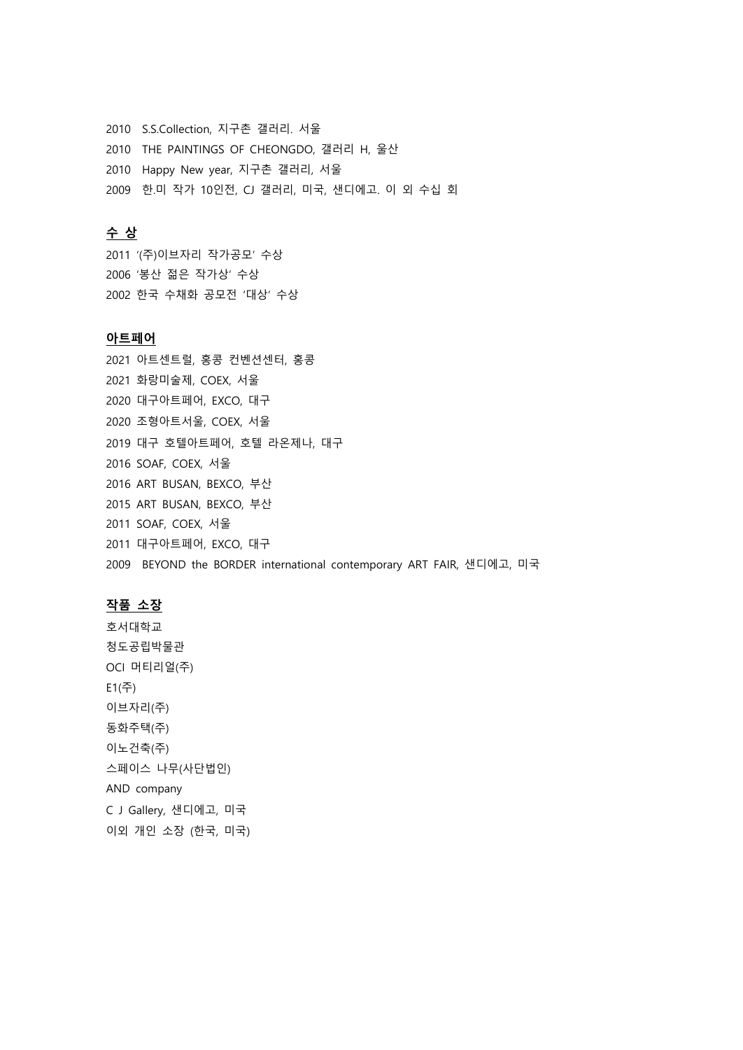2010 S.S.Collection, 지구촌 갤러리. 서울

2010 THE PAINTINGS OF CHEONGDO, 갤러리 H, 울산

2010 Happy New year, 지구촌 갤러리, 서울

2009 한.미 작가 10인전, CJ 갤러리, 미국, 샌디에고. 이 외 수십 회

## 수 상

2011 '(주)이브자리 작가공모' 수상

2006 '봉산 젊은 작가상' 수상

2002 한국 수채화 공모전 '대상' 수상

## 아트페어

2021 아트센트럴, 홍콩 컨벤션센터, 홍콩

2021 화랑미술제, COEX, 서울

2020 대구아트페어, EXCO, 대구

2020 조형아트서울, COEX, 서울

2019 대구 호텔아트페어, 호텔 라온제나, 대구

2016 SOAF, COEX, 서울

2016 ART BUSAN, BEXCO, 부산

2015 ART BUSAN, BEXCO, 부산

2011 SOAF, COEX, 서울

2011 대구아트페어, EXCO, 대구

2009 BEYOND the BORDER international contemporary ART FAIR, 샌디에고, 미국

## 작품 소장

호서대학교

청도공립박물관

OCI 머티리얼(주)

E1(주)

이브자리(주)

동화주택(주)

이노건축(주)

스페이스 나무(사단법인)

AND company

C J Gallery, 샌디에고, 미국

이외 개인 소장 (한국, 미국)